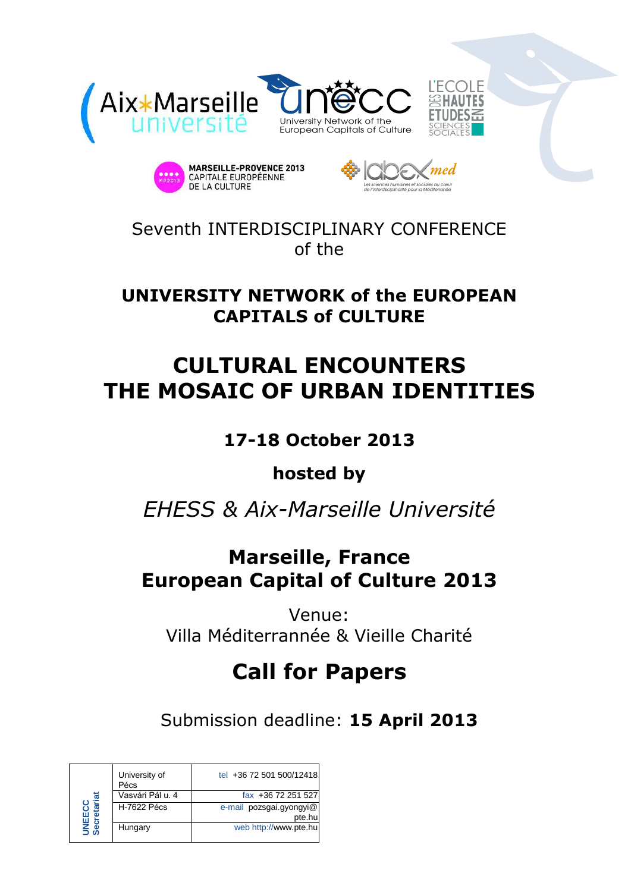Aix*Marseille université

UNeECC University Network of the European Capitals of Culture

L'ECOLE DES HAUTES ETUDES EN SCIENCES SOCIALES

MARSEILLE-PROVENCE 2013 CAPITALE EUROPÉENNE DE LA CULTURE

labexmed Les sciences humaines et sociales au cœur de l'interdisciplinarité pour la Méditerranée

Seventh INTERDISCIPLINARY CONFERENCE of the

**UNIVERSITY NETWORK of the EUROPEAN CAPITALS of CULTURE**

# CULTURAL ENCOUNTERS THE MOSAIC OF URBAN IDENTITIES

**17-18 October 2013**

**hosted by**

*EHESS & Aix-Marseille Université*

## Marseille, France European Capital of Culture 2013

Venue:
Villa Méditerrannée & Vieille Charité

# Call for Papers

Submission deadline: **15 April 2013**

| UNEECC Secretariat | | |
|---|---|---|
| | University of Pécs | tel +36 72 501 500/12418 |
| | Vasvári Pál u. 4 | fax +36 72 251 527 |
| | H-7622 Pécs | e-mail pozsgai.gyongyi@pte.hu |
| | Hungary | web http://www.pte.hu |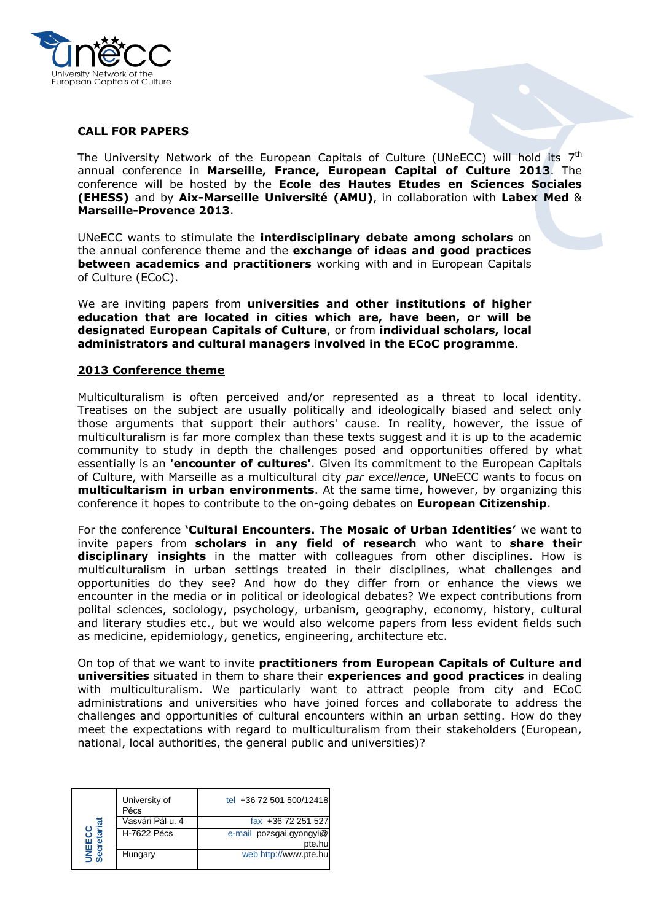**CALL FOR PAPERS**

The University Network of the European Capitals of Culture (UNeECC) will hold its 7th annual conference in **Marseille, France, European Capital of Culture 2013**. The conference will be hosted by the **Ecole des Hautes Etudes en Sciences Sociales (EHESS)** and by **Aix-Marseille Université (AMU)**, in collaboration with **Labex Med** & **Marseille-Provence 2013**.

UNeECC wants to stimulate the **interdisciplinary debate among scholars** on the annual conference theme and the **exchange of ideas and good practices between academics and practitioners** working with and in European Capitals of Culture (ECoC).

We are inviting papers from **universities and other institutions of higher education that are located in cities which are, have been, or will be designated European Capitals of Culture**, or from **individual scholars, local administrators and cultural managers involved in the ECoC programme**.

## 2013 Conference theme

Multiculturalism is often perceived and/or represented as a threat to local identity. Treatises on the subject are usually politically and ideologically biased and select only those arguments that support their authors' cause. In reality, however, the issue of multiculturalism is far more complex than these texts suggest and it is up to the academic community to study in depth the challenges posed and opportunities offered by what essentially is an **'encounter of cultures'**. Given its commitment to the European Capitals of Culture, with Marseille as a multicultural city *par excellence*, UNeECC wants to focus on **multicultarism in urban environments**. At the same time, however, by organizing this conference it hopes to contribute to the on-going debates on **European Citizenship**.

For the conference **'Cultural Encounters. The Mosaic of Urban Identities'** we want to invite papers from **scholars in any field of research** who want to **share their disciplinary insights** in the matter with colleagues from other disciplines. How is multiculturalism in urban settings treated in their disciplines, what challenges and opportunities do they see? And how do they differ from or enhance the views we encounter in the media or in political or ideological debates? We expect contributions from polital sciences, sociology, psychology, urbanism, geography, economy, history, cultural and literary studies etc., but we would also welcome papers from less evident fields such as medicine, epidemiology, genetics, engineering, architecture etc.

On top of that we want to invite **practitioners from European Capitals of Culture and universities** situated in them to share their **experiences and good practices** in dealing with multiculturalism. We particularly want to attract people from city and ECoC administrations and universities who have joined forces and collaborate to address the challenges and opportunities of cultural encounters within an urban setting. How do they meet the expectations with regard to multiculturalism from their stakeholders (European, national, local authorities, the general public and universities)?

| UNEECC Secretariat | University of Pécs | tel +36 72 501 500/12418 |
|---|---|---|
| | Vasvári Pál u. 4 | fax +36 72 251 527 |
| | H-7622 Pécs | e-mail pozsgai.gyongyi@pte.hu |
| | Hungary | web http://www.pte.hu |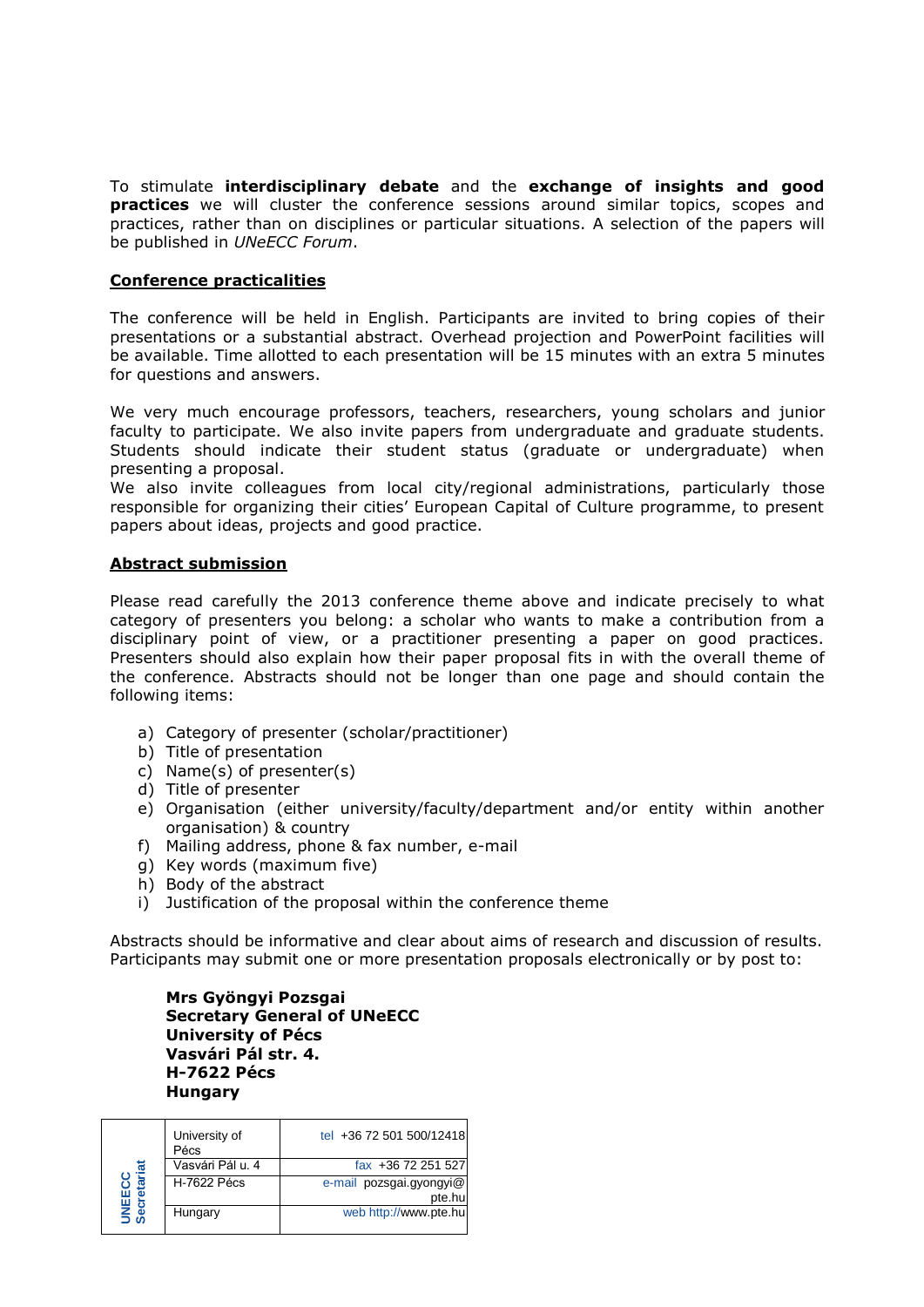To stimulate **interdisciplinary debate** and the **exchange of insights and good practices** we will cluster the conference sessions around similar topics, scopes and practices, rather than on disciplines or particular situations. A selection of the papers will be published in *UNeECC Forum*.

## Conference practicalities

The conference will be held in English. Participants are invited to bring copies of their presentations or a substantial abstract. Overhead projection and PowerPoint facilities will be available. Time allotted to each presentation will be 15 minutes with an extra 5 minutes for questions and answers.

We very much encourage professors, teachers, researchers, young scholars and junior faculty to participate. We also invite papers from undergraduate and graduate students. Students should indicate their student status (graduate or undergraduate) when presenting a proposal.
We also invite colleagues from local city/regional administrations, particularly those responsible for organizing their cities' European Capital of Culture programme, to present papers about ideas, projects and good practice.

## Abstract submission

Please read carefully the 2013 conference theme above and indicate precisely to what category of presenters you belong: a scholar who wants to make a contribution from a disciplinary point of view, or a practitioner presenting a paper on good practices. Presenters should also explain how their paper proposal fits in with the overall theme of the conference. Abstracts should not be longer than one page and should contain the following items:

a) Category of presenter (scholar/practitioner)
b) Title of presentation
c) Name(s) of presenter(s)
d) Title of presenter
e) Organisation (either university/faculty/department and/or entity within another organisation) & country
f) Mailing address, phone & fax number, e-mail
g) Key words (maximum five)
h) Body of the abstract
i) Justification of the proposal within the conference theme

Abstracts should be informative and clear about aims of research and discussion of results. Participants may submit one or more presentation proposals electronically or by post to:

**Mrs Gyöngyi Pozsgai**
**Secretary General of UNeECC**
**University of Pécs**
**Vasvári Pál str. 4.**
**H-7622 Pécs**
**Hungary**

| UNEECC Secretariat | University of Pécs | tel +36 72 501 500/12418 |
| --- | --- | --- |
| | Vasvári Pál u. 4 | fax +36 72 251 527 |
| | H-7622 Pécs | e-mail pozsgai.gyongyi@pte.hu |
| | Hungary | web http://www.pte.hu |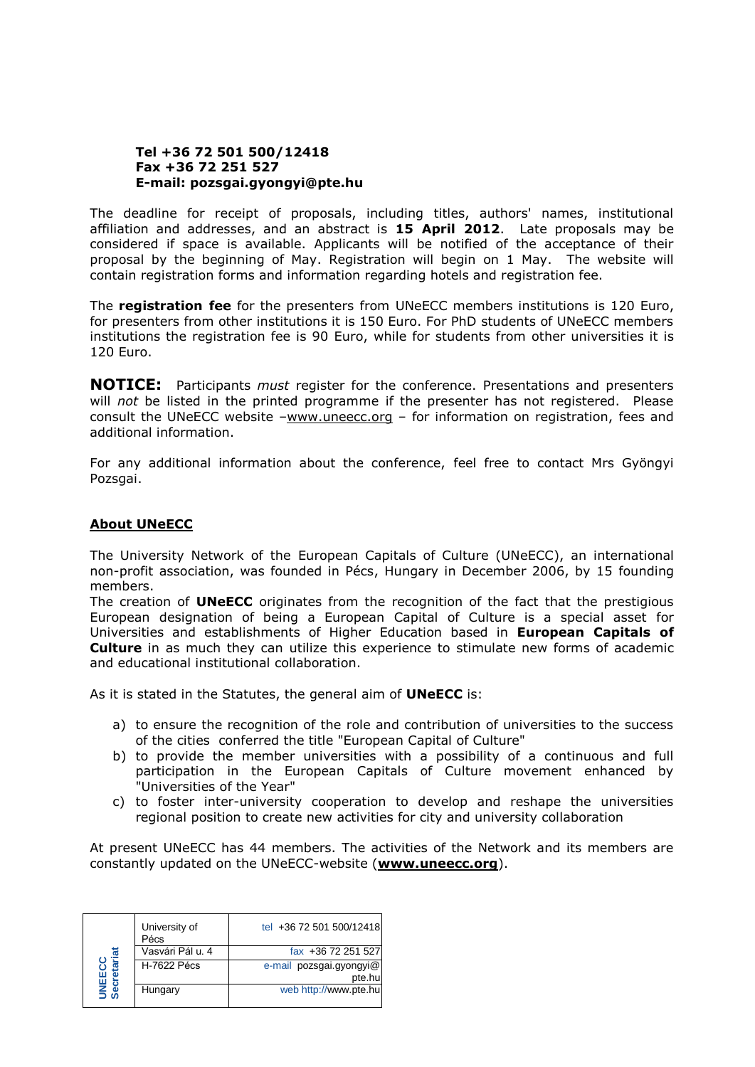**Tel +36 72 501 500/12418**
**Fax +36 72 251 527**
**E-mail: pozsgai.gyongyi@pte.hu**

The deadline for receipt of proposals, including titles, authors' names, institutional affiliation and addresses, and an abstract is **15 April 2012**. Late proposals may be considered if space is available. Applicants will be notified of the acceptance of their proposal by the beginning of May. Registration will begin on 1 May. The website will contain registration forms and information regarding hotels and registration fee.

The **registration fee** for the presenters from UNeECC members institutions is 120 Euro, for presenters from other institutions it is 150 Euro. For PhD students of UNeECC members institutions the registration fee is 90 Euro, while for students from other universities it is 120 Euro.

**NOTICE:** Participants *must* register for the conference. Presentations and presenters will *not* be listed in the printed programme if the presenter has not registered. Please consult the UNeECC website –www.uneecc.org – for information on registration, fees and additional information.

For any additional information about the conference, feel free to contact Mrs Gyöngyi Pozsgai.

**About UNeECC**

The University Network of the European Capitals of Culture (UNeECC), an international non-profit association, was founded in Pécs, Hungary in December 2006, by 15 founding members.

The creation of **UNeECC** originates from the recognition of the fact that the prestigious European designation of being a European Capital of Culture is a special asset for Universities and establishments of Higher Education based in **European Capitals of Culture** in as much they can utilize this experience to stimulate new forms of academic and educational institutional collaboration.

As it is stated in the Statutes, the general aim of **UNeECC** is:

a) to ensure the recognition of the role and contribution of universities to the success of the cities conferred the title "European Capital of Culture"
b) to provide the member universities with a possibility of a continuous and full participation in the European Capitals of Culture movement enhanced by "Universities of the Year"
c) to foster inter-university cooperation to develop and reshape the universities regional position to create new activities for city and university collaboration

At present UNeECC has 44 members. The activities of the Network and its members are constantly updated on the UNeECC-website (**www.uneecc.org**).

| UNEECC Secretariat | University of Pécs | tel +36 72 501 500/12418 |
|---|---|---|
| | Vasvári Pál u. 4 | fax +36 72 251 527 |
| | H-7622 Pécs | e-mail pozsgai.gyongyi@pte.hu |
| | Hungary | web http://www.pte.hu |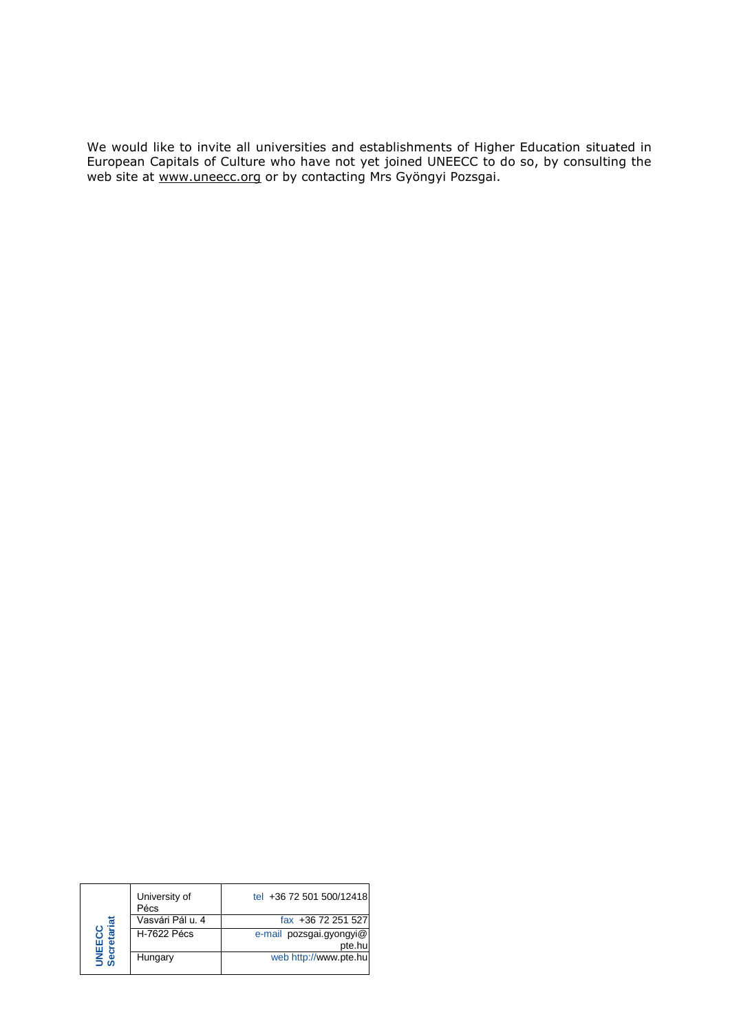We would like to invite all universities and establishments of Higher Education situated in European Capitals of Culture who have not yet joined UNEECC to do so, by consulting the web site at www.uneecc.org or by contacting Mrs Gyöngyi Pozsgai.

| | | |
|---|---|---|
| **UNEECC Secretariat** | University of Pécs | tel +36 72 501 500/12418 |
| | Vasvári Pál u. 4 | fax +36 72 251 527 |
| | H-7622 Pécs | e-mail pozsgai.gyongyi@pte.hu |
| | Hungary | web http://www.pte.hu |